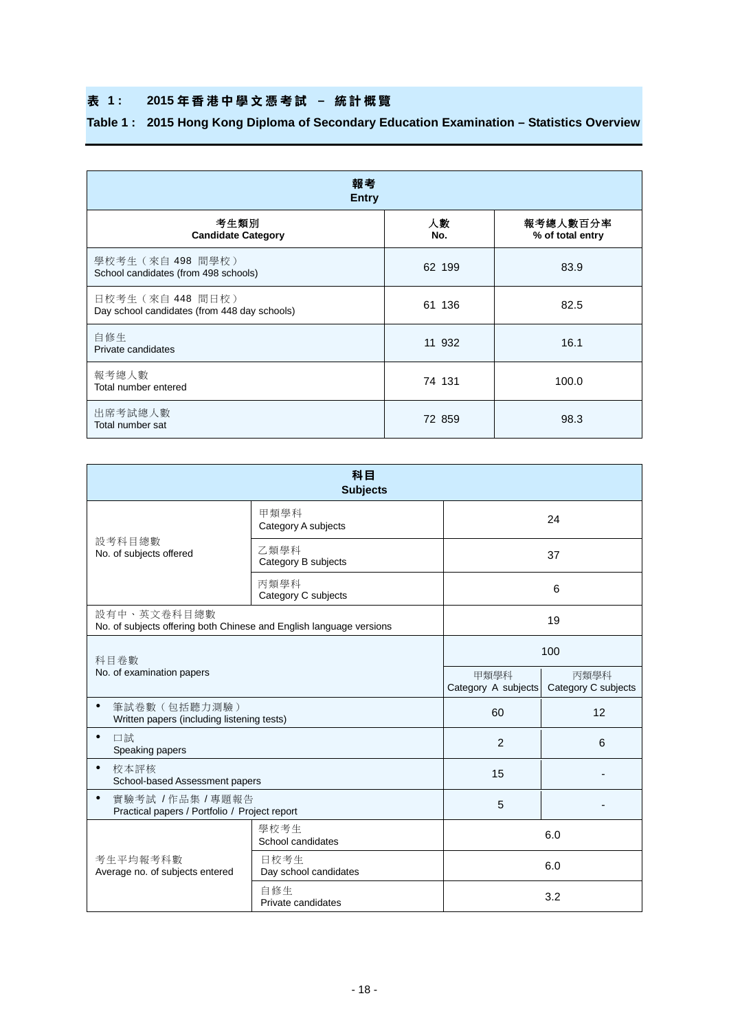## 表 1： 2015 年香港中學文憑考試 – 統計概覽

## Table 1 : 2015 Hong Kong Diploma of Secondary Education Examination – Statistics Overview

| 報考<br>Entry | | |
|---|---|---|
| **考生類別<br>Candidate Category** | **人數<br>No.** | **報考總人數百分率<br>% of total entry** |
| 學校考生（來自 498 間學校）<br>School candidates (from 498 schools) | 62 199 | 83.9 |
| 日校考生（來自 448 間日校）<br>Day school candidates (from 448 day schools) | 61 136 | 82.5 |
| 自修生<br>Private candidates | 11 932 | 16.1 |
| 報考總人數<br>Total number entered | 74 131 | 100.0 |
| 出席考試總人數<br>Total number sat | 72 859 | 98.3 |

| 科目<br>Subjects | | | |
|---|---|---|---|
| 設考科目總數<br>No. of subjects offered | 甲類學科<br>Category A subjects | 24 | |
| | 乙類學科<br>Category B subjects | 37 | |
| | 丙類學科<br>Category C subjects | 6 | |
| 設有中、英文卷科目總數<br>No. of subjects offering both Chinese and English language versions | | 19 | |
| 科目卷數<br>No. of examination papers | | 100 | |
| | | 甲類學科<br>Category A subjects | 丙類學科<br>Category C subjects |
| • 筆試卷數（包括聽力測驗）<br>Written papers (including listening tests) | | 60 | 12 |
| • 口試<br>Speaking papers | | 2 | 6 |
| • 校本評核<br>School-based Assessment papers | | 15 | - |
| • 實驗考試 / 作品集 / 專題報告<br>Practical papers / Portfolio / Project report | | 5 | - |
| 考生平均報考科數<br>Average no. of subjects entered | 學校考生<br>School candidates | 6.0 | |
| | 日校考生<br>Day school candidates | 6.0 | |
| | 自修生<br>Private candidates | 3.2 | |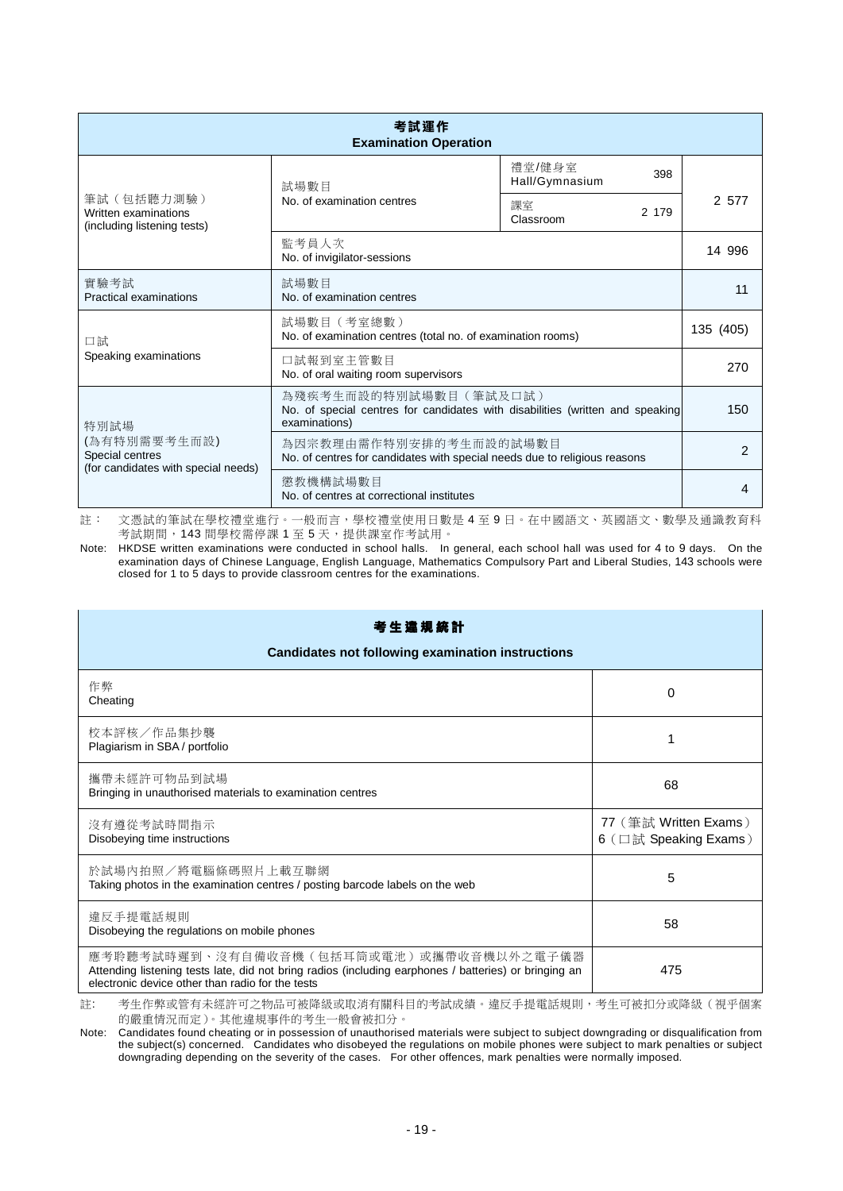| 考試運作<br>Examination Operation | | | |
|---|---|---|---|
| 筆試（包括聽力測驗）<br>Written examinations (including listening tests) | 試場數目<br>No. of examination centres | 禮堂/健身室<br>Hall/Gymnasium 398 | 2 577 |
| | | 課室<br>Classroom 2 179 | |
| | 監考員人次<br>No. of invigilator-sessions | | 14 996 |
| 實驗考試<br>Practical examinations | 試場數目<br>No. of examination centres | | 11 |
| 口試<br>Speaking examinations | 試場數目（考室總數）<br>No. of examination centres (total no. of examination rooms) | | 135 (405) |
| | 口試報到室主管數目<br>No. of oral waiting room supervisors | | 270 |
| 特別試場<br>(為有特別需要考生而設)<br>Special centres<br>(for candidates with special needs) | 為殘疾考生而設的特別試場數目（筆試及口試）<br>No. of special centres for candidates with disabilities (written and speaking examinations) | | 150 |
| | 為因宗教理由需作特別安排的考生而設的試場數目<br>No. of centres for candidates with special needs due to religious reasons | | 2 |
| | 懲教機構試場數目<br>No. of centres at correctional institutes | | 4 |

註：文憑試的筆試在學校禮堂進行。一般而言，學校禮堂使用日數是 4 至 9 日。在中國語文、英國語文、數學及通識教育科考試期間，143 間學校需停課 1 至 5 天，提供課室作考試用。

Note: HKDSE written examinations were conducted in school halls. In general, each school hall was used for 4 to 9 days. On the examination days of Chinese Language, English Language, Mathematics Compulsory Part and Liberal Studies, 143 schools were closed for 1 to 5 days to provide classroom centres for the examinations.

| 考生違規統計<br>Candidates not following examination instructions | |
|---|---|
| 作弊<br>Cheating | 0 |
| 校本評核／作品集抄襲<br>Plagiarism in SBA / portfolio | 1 |
| 攜帶未經許可物品到試場<br>Bringing in unauthorised materials to examination centres | 68 |
| 沒有遵從考試時間指示<br>Disobeying time instructions | 77（筆試 Written Exams）<br>6（口試 Speaking Exams） |
| 於試場內拍照／將電腦條碼照片上載互聯網<br>Taking photos in the examination centres / posting barcode labels on the web | 5 |
| 違反手提電話規則<br>Disobeying the regulations on mobile phones | 58 |
| 應考聆聽考試時遲到、沒有自備收音機（包括耳筒或電池）或攜帶收音機以外之電子儀器<br>Attending listening tests late, did not bring radios (including earphones / batteries) or bringing an electronic device other than radio for the tests | 475 |

註：考生作弊或管有未經許可之物品可被降級或取消有關科目的考試成績。違反手提電話規則，考生可被扣分或降級（視乎個案的嚴重情況而定）。其他違規事件的考生一般會被扣分。

Note: Candidates found cheating or in possession of unauthorised materials were subject to subject downgrading or disqualification from the subject(s) concerned. Candidates who disobeyed the regulations on mobile phones were subject to mark penalties or subject downgrading depending on the severity of the cases. For other offences, mark penalties were normally imposed.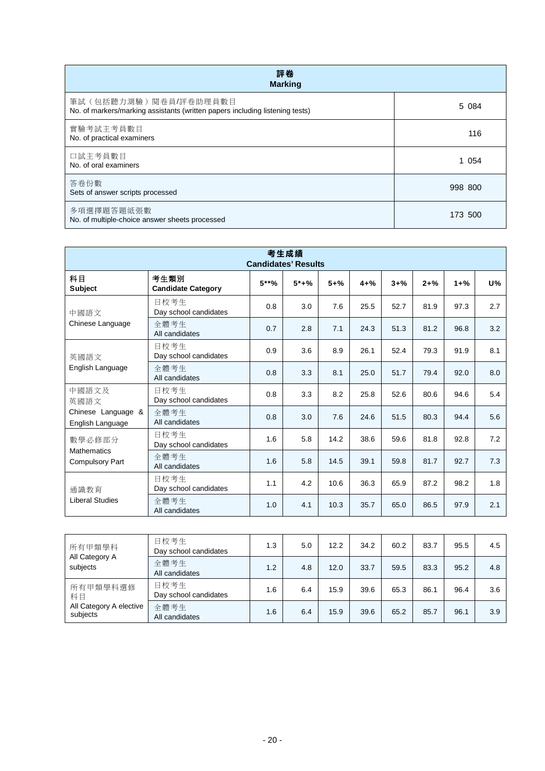| 評卷<br>**Marking** | |
|---|---|
| 筆試（包括聽力測驗）閱卷員/評卷助理員數目<br>No. of markers/marking assistants (written papers including listening tests) | 5 084 |
| 實驗考試主考員數目<br>No. of practical examiners | 116 |
| 口試主考員數目<br>No. of oral examiners | 1 054 |
| 答卷份數<br>Sets of answer scripts processed | 998 800 |
| 多項選擇題答題紙張數<br>No. of multiple-choice answer sheets processed | 173 500 |

**考生成績**
**Candidates' Results**

| 科目<br>**Subject** | 考生類別<br>**Candidate Category** | 5**% | 5*+% | 5+% | 4+% | 3+% | 2+% | 1+% | U% |
|---|---|---|---|---|---|---|---|---|---|
| 中國語文<br>Chinese Language | 日校考生<br>Day school candidates | 0.8 | 3.0 | 7.6 | 25.5 | 52.7 | 81.9 | 97.3 | 2.7 |
| | 全體考生<br>All candidates | 0.7 | 2.8 | 7.1 | 24.3 | 51.3 | 81.2 | 96.8 | 3.2 |
| 英國語文<br>English Language | 日校考生<br>Day school candidates | 0.9 | 3.6 | 8.9 | 26.1 | 52.4 | 79.3 | 91.9 | 8.1 |
| | 全體考生<br>All candidates | 0.8 | 3.3 | 8.1 | 25.0 | 51.7 | 79.4 | 92.0 | 8.0 |
| 中國語文及英國語文<br>Chinese Language & English Language | 日校考生<br>Day school candidates | 0.8 | 3.3 | 8.2 | 25.8 | 52.6 | 80.6 | 94.6 | 5.4 |
| | 全體考生<br>All candidates | 0.8 | 3.0 | 7.6 | 24.6 | 51.5 | 80.3 | 94.4 | 5.6 |
| 數學必修部分<br>Mathematics Compulsory Part | 日校考生<br>Day school candidates | 1.6 | 5.8 | 14.2 | 38.6 | 59.6 | 81.8 | 92.8 | 7.2 |
| | 全體考生<br>All candidates | 1.6 | 5.8 | 14.5 | 39.1 | 59.8 | 81.7 | 92.7 | 7.3 |
| 通識教育<br>Liberal Studies | 日校考生<br>Day school candidates | 1.1 | 4.2 | 10.6 | 36.3 | 65.9 | 87.2 | 98.2 | 1.8 |
| | 全體考生<br>All candidates | 1.0 | 4.1 | 10.3 | 35.7 | 65.0 | 86.5 | 97.9 | 2.1 |
| 所有甲類學科<br>All Category A subjects | 日校考生<br>Day school candidates | 1.3 | 5.0 | 12.2 | 34.2 | 60.2 | 83.7 | 95.5 | 4.5 |
| | 全體考生<br>All candidates | 1.2 | 4.8 | 12.0 | 33.7 | 59.5 | 83.3 | 95.2 | 4.8 |
| 所有甲類學科選修科目<br>All Category A elective subjects | 日校考生<br>Day school candidates | 1.6 | 6.4 | 15.9 | 39.6 | 65.3 | 86.1 | 96.4 | 3.6 |
| | 全體考生<br>All candidates | 1.6 | 6.4 | 15.9 | 39.6 | 65.2 | 85.7 | 96.1 | 3.9 |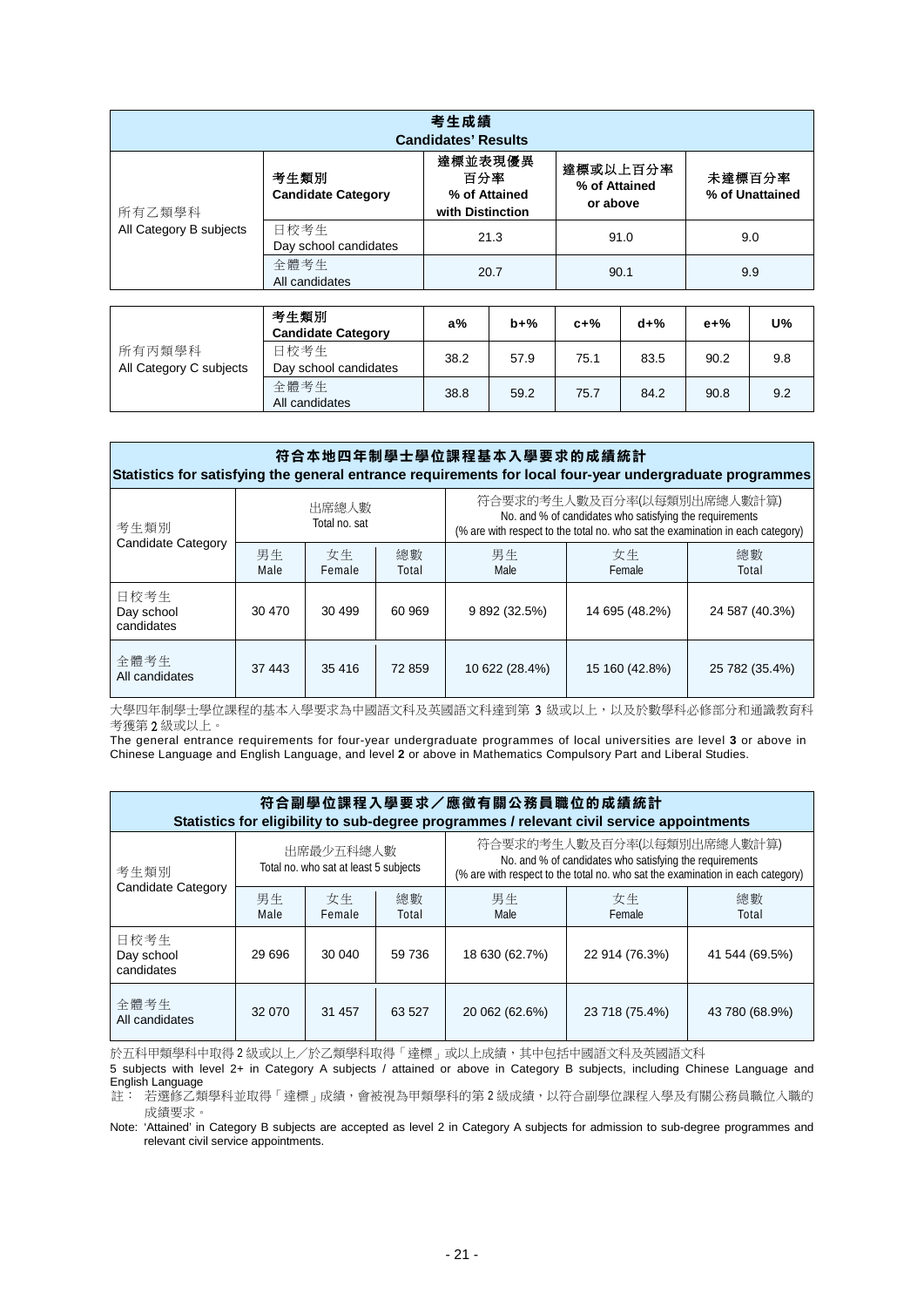| 考生成績 Candidates' Results | | | | |
|---|---|---|---|---|
| 所有乙類學科 All Category B subjects | 考生類別 Candidate Category | 達標並表現優異百分率 % of Attained with Distinction | 達標或以上百分率 % of Attained or above | 未達標百分率 % of Unattained |
| | 日校考生 Day school candidates | 21.3 | 91.0 | 9.0 |
| | 全體考生 All candidates | 20.7 | 90.1 | 9.9 |

| | 考生類別 Candidate Category | a% | b+% | c+% | d+% | e+% | U% |
|---|---|---|---|---|---|---|---|
| 所有丙類學科 All Category C subjects | 日校考生 Day school candidates | 38.2 | 57.9 | 75.1 | 83.5 | 90.2 | 9.8 |
| | 全體考生 All candidates | 38.8 | 59.2 | 75.7 | 84.2 | 90.8 | 9.2 |

## 符合本地四年制學士學位課程基本入學要求的成績統計
## Statistics for satisfying the general entrance requirements for local four-year undergraduate programmes

| 考生類別 Candidate Category | 出席總人數 Total no. sat | | | 符合要求的考生人數及百分率(以每類別出席總人數計算) No. and % of candidates who satisfying the requirements (% are with respect to the total no. who sat the examination in each category) | | |
|---|---|---|---|---|---|---|
| | 男生 Male | 女生 Female | 總數 Total | 男生 Male | 女生 Female | 總數 Total |
| 日校考生 Day school candidates | 30 470 | 30 499 | 60 969 | 9 892 (32.5%) | 14 695 (48.2%) | 24 587 (40.3%) |
| 全體考生 All candidates | 37 443 | 35 416 | 72 859 | 10 622 (28.4%) | 15 160 (42.8%) | 25 782 (35.4%) |

大學四年制學士學位課程的基本入學要求為中國語文科及英國語文科達到第 3 級或以上，以及於數學科必修部分和通識教育科考獲第 2 級或以上。

The general entrance requirements for four-year undergraduate programmes of local universities are level **3** or above in Chinese Language and English Language, and level **2** or above in Mathematics Compulsory Part and Liberal Studies.

## 符合副學位課程入學要求／應徵有關公務員職位的成績統計
## Statistics for eligibility to sub-degree programmes / relevant civil service appointments

| 考生類別 Candidate Category | 出席最少五科總人數 Total no. who sat at least 5 subjects | | | 符合要求的考生人數及百分率(以每類別出席總人數計算) No. and % of candidates who satisfying the requirements (% are with respect to the total no. who sat the examination in each category) | | |
|---|---|---|---|---|---|---|
| | 男生 Male | 女生 Female | 總數 Total | 男生 Male | 女生 Female | 總數 Total |
| 日校考生 Day school candidates | 29 696 | 30 040 | 59 736 | 18 630 (62.7%) | 22 914 (76.3%) | 41 544 (69.5%) |
| 全體考生 All candidates | 32 070 | 31 457 | 63 527 | 20 062 (62.6%) | 23 718 (75.4%) | 43 780 (68.9%) |

於五科甲類學科中取得 2 級或以上／於乙類學科取得「達標」或以上成績，其中包括中國語文科及英國語文科

5 subjects with level 2+ in Category A subjects / attained or above in Category B subjects, including Chinese Language and English Language

註： 若選修乙類學科並取得「達標」成績，會被視為甲類學科的第 2 級成績，以符合副學位課程入學及有關公務員職位入職的成績要求。

Note: 'Attained' in Category B subjects are accepted as level 2 in Category A subjects for admission to sub-degree programmes and relevant civil service appointments.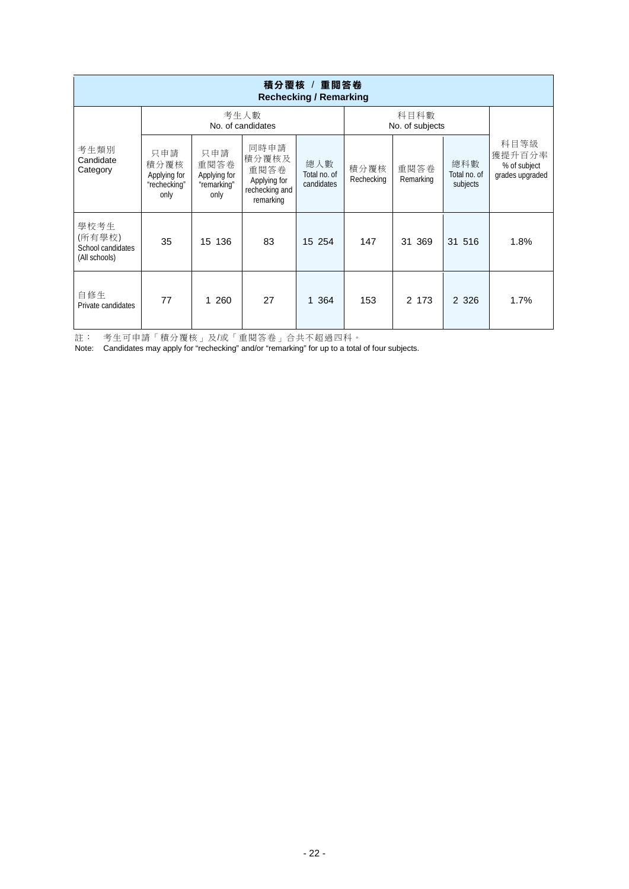| 積分覆核 / 重閱答卷<br>Rechecking / Remarking | | | | | | | | |
|---|---|---|---|---|---|---|---|---|
| 考生類別<br>Candidate Category | 考生人數<br>No. of candidates | | | | 科目科數<br>No. of subjects | | | 科目等級獲提升百分率<br>% of subject grades upgraded |
| | 只申請積分覆核<br>Applying for "rechecking" only | 只申請重閱答卷<br>Applying for "remarking" only | 同時申請積分覆核及重閱答卷<br>Applying for rechecking and remarking | 總人數<br>Total no. of candidates | 積分覆核<br>Rechecking | 重閱答卷<br>Remarking | 總科數<br>Total no. of subjects | |
| 學校考生<br>(所有學校)<br>School candidates<br>(All schools) | 35 | 15 136 | 83 | 15 254 | 147 | 31 369 | 31 516 | 1.8% |
| 自修生<br>Private candidates | 77 | 1 260 | 27 | 1 364 | 153 | 2 173 | 2 326 | 1.7% |

註： 考生可申請「積分覆核」及/或「重閱答卷」合共不超過四科。

Note: Candidates may apply for "rechecking" and/or "remarking" for up to a total of four subjects.